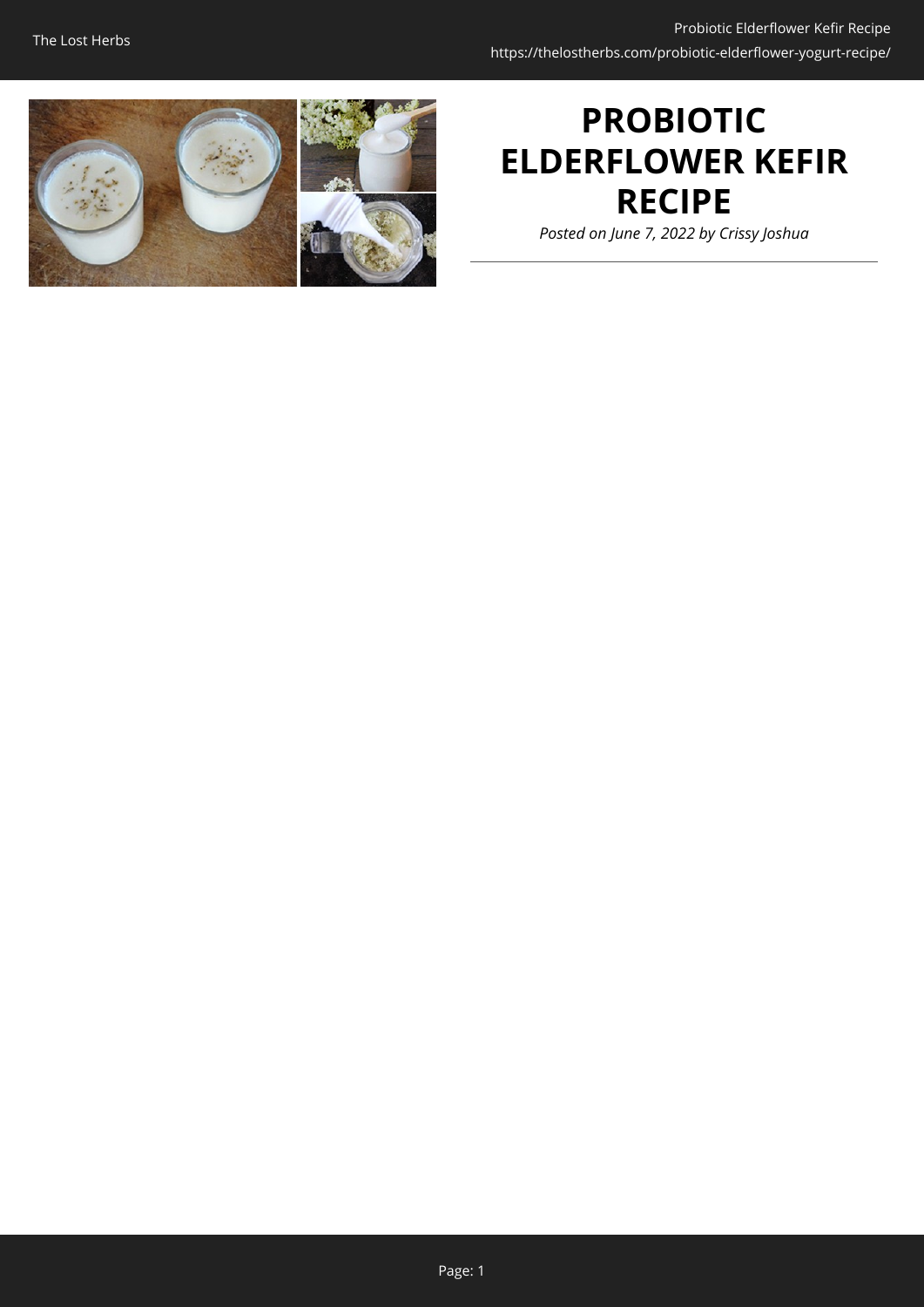# PROBIOTIC ELDERFLOWER KEFIR RECIPE

*Posted on June 7, 2022 by Crissy Joshua*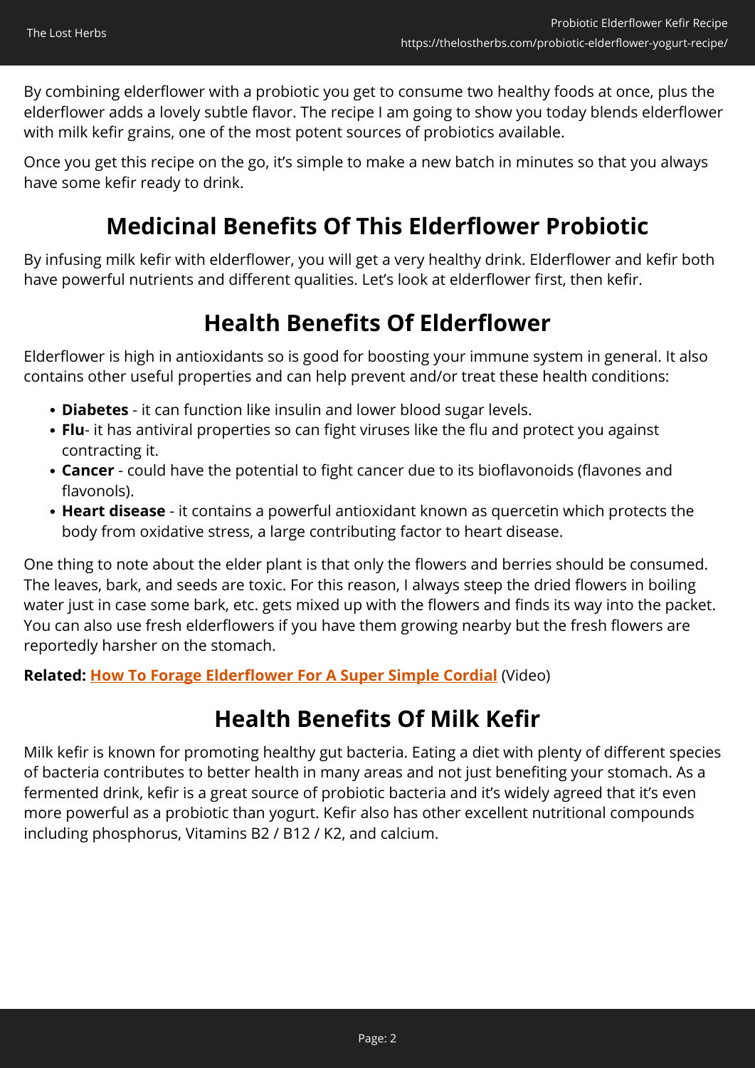By combining elderflower with a probiotic you get to consume two healthy foods at once, plus the elderflower adds a lovely subtle flavor. The recipe I am going to show you today blends elderflower with milk kefir grains, one of the most potent sources of probiotics available.

Once you get this recipe on the go, it's simple to make a new batch in minutes so that you always have some kefir ready to drink.

## Medicinal Benefits Of This Elderflower Probiotic

By infusing milk kefir with elderflower, you will get a very healthy drink. Elderflower and kefir both have powerful nutrients and different qualities. Let's look at elderflower first, then kefir.

## Health Benefits Of Elderflower

Elderflower is high in antioxidants so is good for boosting your immune system in general. It also contains other useful properties and can help prevent and/or treat these health conditions:

- **Diabetes** - it can function like insulin and lower blood sugar levels.
- **Flu**- it has antiviral properties so can fight viruses like the flu and protect you against contracting it.
- **Cancer** - could have the potential to fight cancer due to its bioflavonoids (flavones and flavonols).
- **Heart disease** - it contains a powerful antioxidant known as quercetin which protects the body from oxidative stress, a large contributing factor to heart disease.

One thing to note about the elder plant is that only the flowers and berries should be consumed. The leaves, bark, and seeds are toxic. For this reason, I always steep the dried flowers in boiling water just in case some bark, etc. gets mixed up with the flowers and finds its way into the packet. You can also use fresh elderflowers if you have them growing nearby but the fresh flowers are reportedly harsher on the stomach.

**Related: How To Forage Elderflower For A Super Simple Cordial** (Video)

## Health Benefits Of Milk Kefir

Milk kefir is known for promoting healthy gut bacteria. Eating a diet with plenty of different species of bacteria contributes to better health in many areas and not just benefiting your stomach. As a fermented drink, kefir is a great source of probiotic bacteria and it's widely agreed that it's even more powerful as a probiotic than yogurt. Kefir also has other excellent nutritional compounds including phosphorus, Vitamins B2 / B12 / K2, and calcium.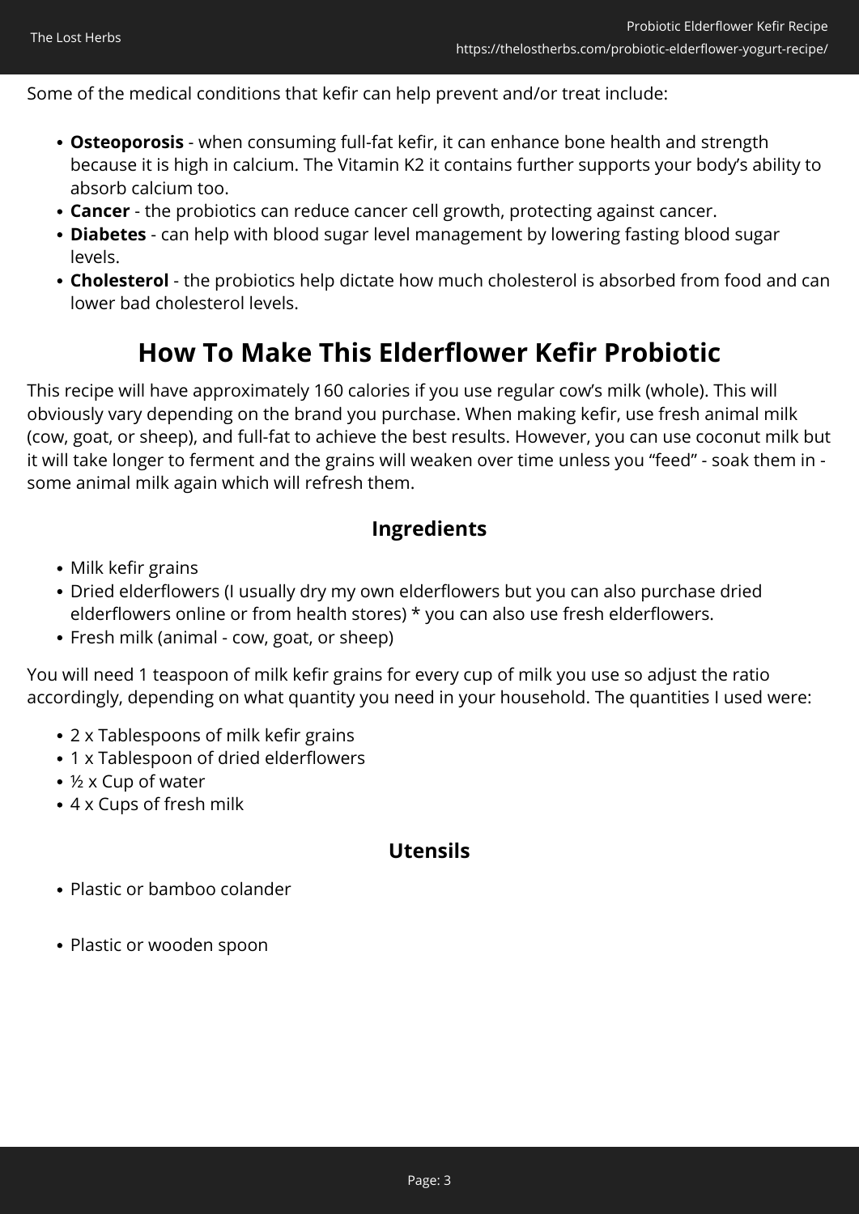Some of the medical conditions that kefir can help prevent and/or treat include:

- **Osteoporosis** - when consuming full-fat kefir, it can enhance bone health and strength because it is high in calcium. The Vitamin K2 it contains further supports your body's ability to absorb calcium too.
- **Cancer** - the probiotics can reduce cancer cell growth, protecting against cancer.
- **Diabetes** - can help with blood sugar level management by lowering fasting blood sugar levels.
- **Cholesterol** - the probiotics help dictate how much cholesterol is absorbed from food and can lower bad cholesterol levels.

## How To Make This Elderflower Kefir Probiotic

This recipe will have approximately 160 calories if you use regular cow's milk (whole). This will obviously vary depending on the brand you purchase. When making kefir, use fresh animal milk (cow, goat, or sheep), and full-fat to achieve the best results. However, you can use coconut milk but it will take longer to ferment and the grains will weaken over time unless you "feed" - soak them in - some animal milk again which will refresh them.

### Ingredients

- Milk kefir grains
- Dried elderflowers (I usually dry my own elderflowers but you can also purchase dried elderflowers online or from health stores) * you can also use fresh elderflowers.
- Fresh milk (animal - cow, goat, or sheep)

You will need 1 teaspoon of milk kefir grains for every cup of milk you use so adjust the ratio accordingly, depending on what quantity you need in your household. The quantities I used were:

- 2 x Tablespoons of milk kefir grains
- 1 x Tablespoon of dried elderflowers
- ½ x Cup of water
- 4 x Cups of fresh milk

### Utensils

- Plastic or bamboo colander
- Plastic or wooden spoon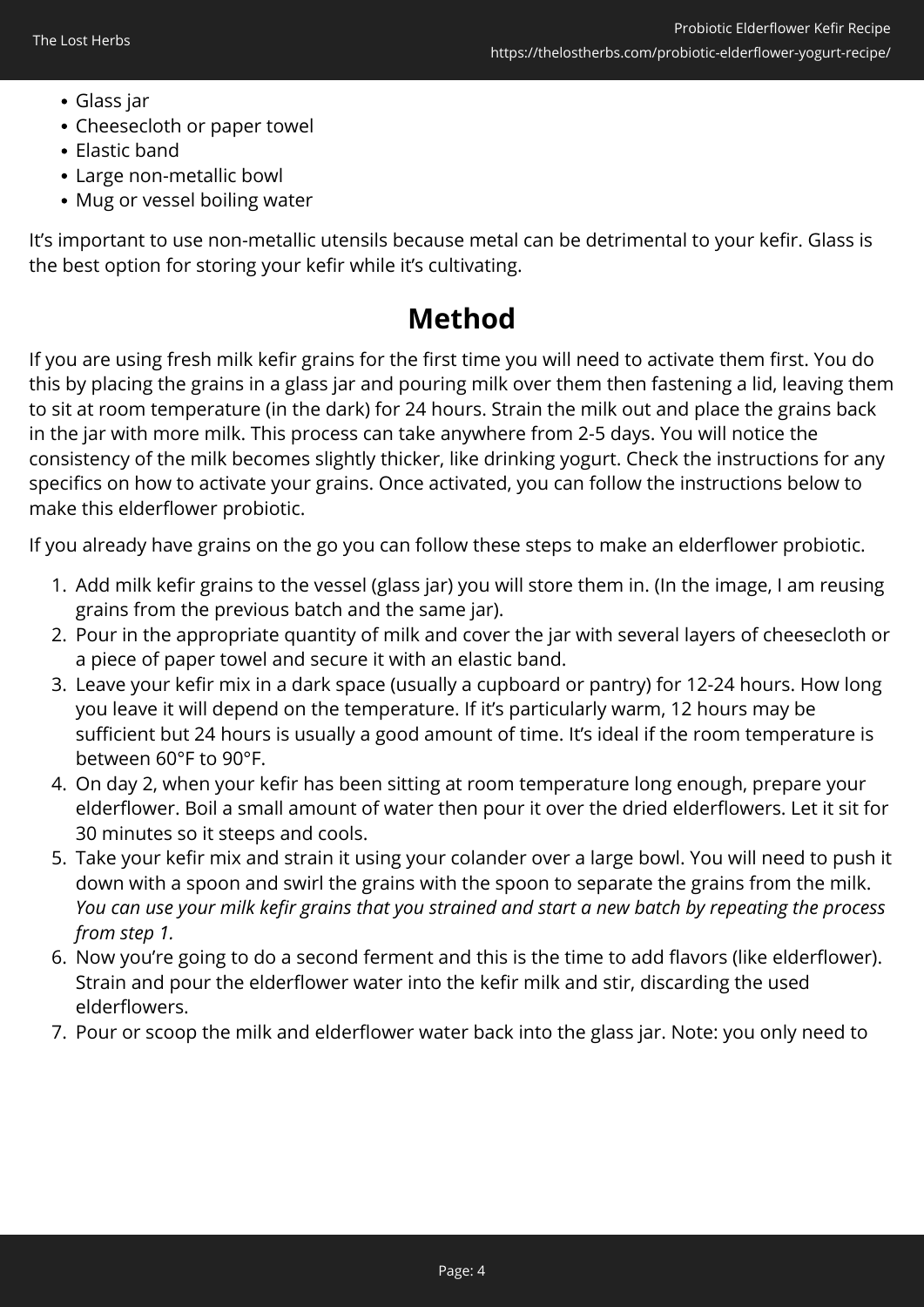- Glass jar
- Cheesecloth or paper towel
- Elastic band
- Large non-metallic bowl
- Mug or vessel boiling water

It's important to use non-metallic utensils because metal can be detrimental to your kefir. Glass is the best option for storing your kefir while it's cultivating.

## Method

If you are using fresh milk kefir grains for the first time you will need to activate them first. You do this by placing the grains in a glass jar and pouring milk over them then fastening a lid, leaving them to sit at room temperature (in the dark) for 24 hours. Strain the milk out and place the grains back in the jar with more milk. This process can take anywhere from 2-5 days. You will notice the consistency of the milk becomes slightly thicker, like drinking yogurt. Check the instructions for any specifics on how to activate your grains. Once activated, you can follow the instructions below to make this elderflower probiotic.

If you already have grains on the go you can follow these steps to make an elderflower probiotic.

1. Add milk kefir grains to the vessel (glass jar) you will store them in. (In the image, I am reusing grains from the previous batch and the same jar).
2. Pour in the appropriate quantity of milk and cover the jar with several layers of cheesecloth or a piece of paper towel and secure it with an elastic band.
3. Leave your kefir mix in a dark space (usually a cupboard or pantry) for 12-24 hours. How long you leave it will depend on the temperature. If it's particularly warm, 12 hours may be sufficient but 24 hours is usually a good amount of time. It's ideal if the room temperature is between 60°F to 90°F.
4. On day 2, when your kefir has been sitting at room temperature long enough, prepare your elderflower. Boil a small amount of water then pour it over the dried elderflowers. Let it sit for 30 minutes so it steeps and cools.
5. Take your kefir mix and strain it using your colander over a large bowl. You will need to push it down with a spoon and swirl the grains with the spoon to separate the grains from the milk. *You can use your milk kefir grains that you strained and start a new batch by repeating the process from step 1.*
6. Now you're going to do a second ferment and this is the time to add flavors (like elderflower). Strain and pour the elderflower water into the kefir milk and stir, discarding the used elderflowers.
7. Pour or scoop the milk and elderflower water back into the glass jar. Note: you only need to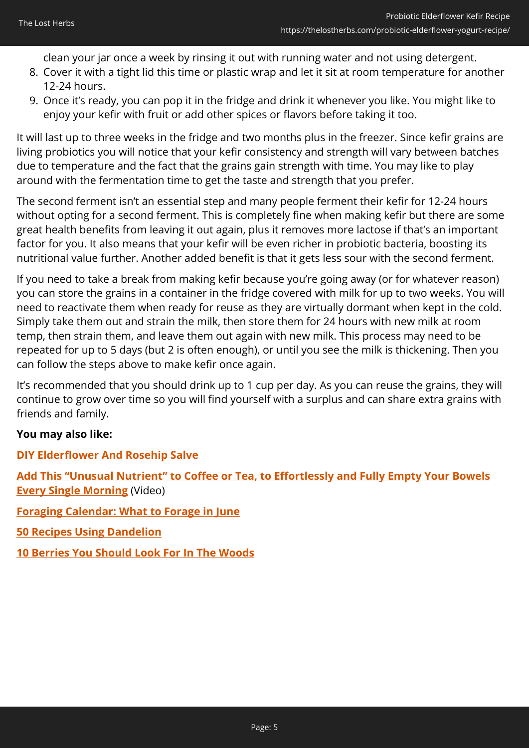clean your jar once a week by rinsing it out with running water and not using detergent.

8. Cover it with a tight lid this time or plastic wrap and let it sit at room temperature for another 12-24 hours.
9. Once it's ready, you can pop it in the fridge and drink it whenever you like. You might like to enjoy your kefir with fruit or add other spices or flavors before taking it too.

It will last up to three weeks in the fridge and two months plus in the freezer. Since kefir grains are living probiotics you will notice that your kefir consistency and strength will vary between batches due to temperature and the fact that the grains gain strength with time. You may like to play around with the fermentation time to get the taste and strength that you prefer.

The second ferment isn't an essential step and many people ferment their kefir for 12-24 hours without opting for a second ferment. This is completely fine when making kefir but there are some great health benefits from leaving it out again, plus it removes more lactose if that's an important factor for you. It also means that your kefir will be even richer in probiotic bacteria, boosting its nutritional value further. Another added benefit is that it gets less sour with the second ferment.

If you need to take a break from making kefir because you're going away (or for whatever reason) you can store the grains in a container in the fridge covered with milk for up to two weeks. You will need to reactivate them when ready for reuse as they are virtually dormant when kept in the cold. Simply take them out and strain the milk, then store them for 24 hours with new milk at room temp, then strain them, and leave them out again with new milk. This process may need to be repeated for up to 5 days (but 2 is often enough), or until you see the milk is thickening. Then you can follow the steps above to make kefir once again.

It's recommended that you should drink up to 1 cup per day. As you can reuse the grains, they will continue to grow over time so you will find yourself with a surplus and can share extra grains with friends and family.

**You may also like:**

**DIY Elderflower And Rosehip Salve**

**Add This "Unusual Nutrient" to Coffee or Tea, to Effortlessly and Fully Empty Your Bowels Every Single Morning** (Video)

**Foraging Calendar: What to Forage in June**

**50 Recipes Using Dandelion**

**10 Berries You Should Look For In The Woods**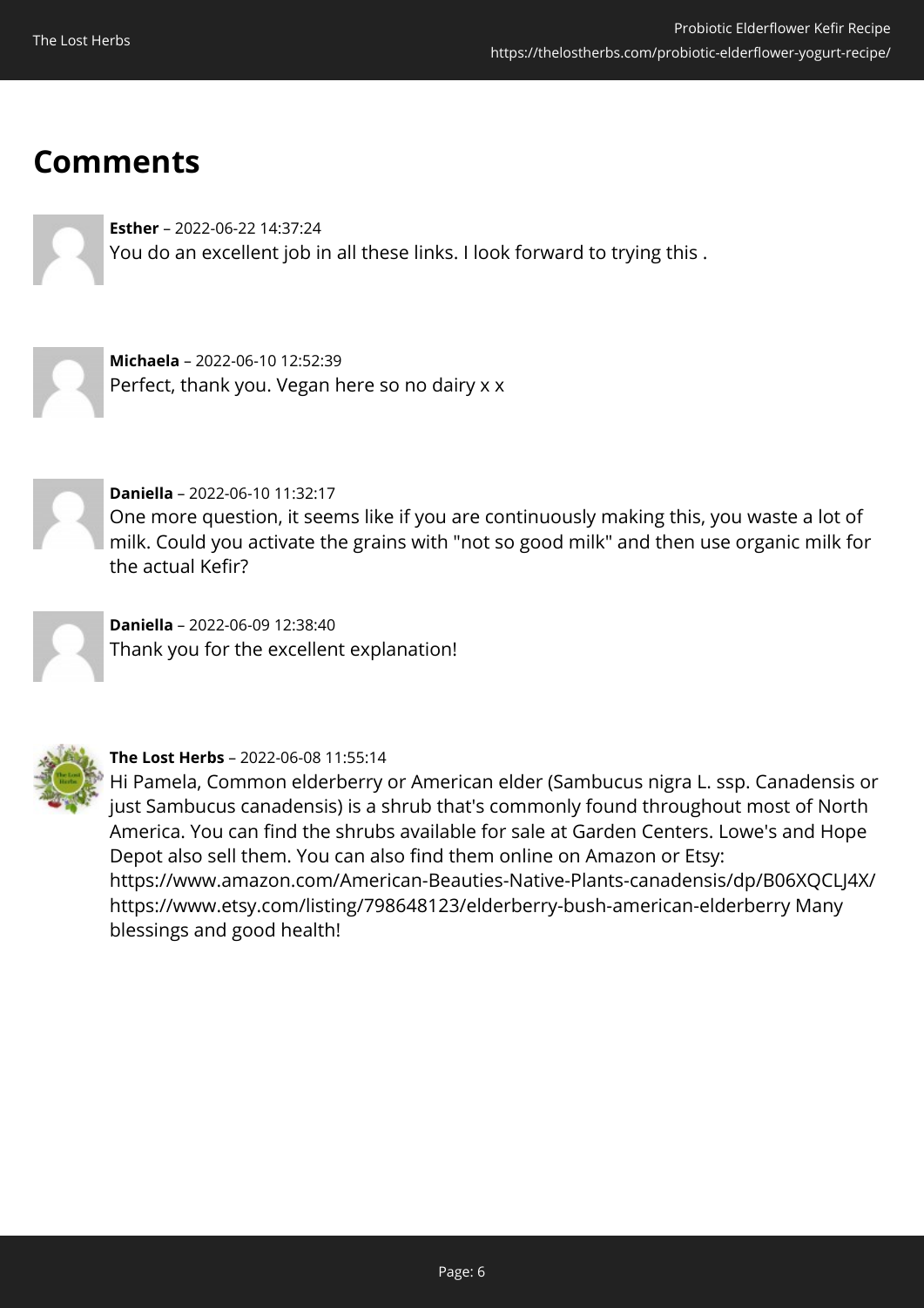## Comments

**Esther** – 2022-06-22 14:37:24
You do an excellent job in all these links. I look forward to trying this .

**Michaela** – 2022-06-10 12:52:39
Perfect, thank you. Vegan here so no dairy x x

**Daniella** – 2022-06-10 11:32:17
One more question, it seems like if you are continuously making this, you waste a lot of milk. Could you activate the grains with "not so good milk" and then use organic milk for the actual Kefir?

**Daniella** – 2022-06-09 12:38:40
Thank you for the excellent explanation!

**The Lost Herbs** – 2022-06-08 11:55:14
Hi Pamela, Common elderberry or American elder (Sambucus nigra L. ssp. Canadensis or just Sambucus canadensis) is a shrub that's commonly found throughout most of North America. You can find the shrubs available for sale at Garden Centers. Lowe's and Hope Depot also sell them. You can also find them online on Amazon or Etsy: https://www.amazon.com/American-Beauties-Native-Plants-canadensis/dp/B06XQCLJ4X/ https://www.etsy.com/listing/798648123/elderberry-bush-american-elderberry Many blessings and good health!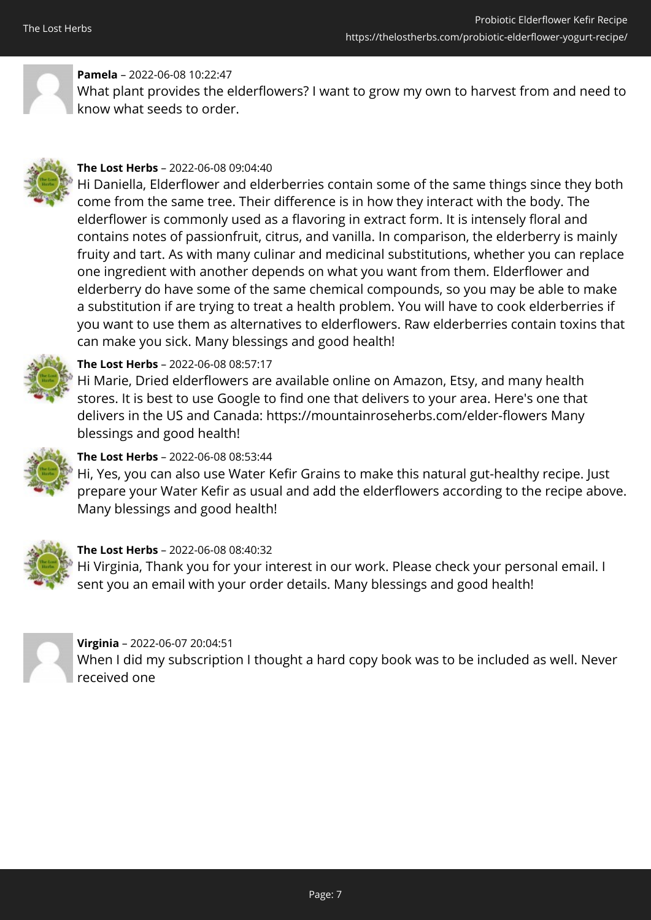**Pamela** – 2022-06-08 10:22:47
What plant provides the elderflowers? I want to grow my own to harvest from and need to know what seeds to order.

**The Lost Herbs** – 2022-06-08 09:04:40
Hi Daniella, Elderflower and elderberries contain some of the same things since they both come from the same tree. Their difference is in how they interact with the body. The elderflower is commonly used as a flavoring in extract form. It is intensely floral and contains notes of passionfruit, citrus, and vanilla. In comparison, the elderberry is mainly fruity and tart. As with many culinar and medicinal substitutions, whether you can replace one ingredient with another depends on what you want from them. Elderflower and elderberry do have some of the same chemical compounds, so you may be able to make a substitution if are trying to treat a health problem. You will have to cook elderberries if you want to use them as alternatives to elderflowers. Raw elderberries contain toxins that can make you sick. Many blessings and good health!

**The Lost Herbs** – 2022-06-08 08:57:17
Hi Marie, Dried elderflowers are available online on Amazon, Etsy, and many health stores. It is best to use Google to find one that delivers to your area. Here's one that delivers in the US and Canada: https://mountainroseherbs.com/elder-flowers Many blessings and good health!

**The Lost Herbs** – 2022-06-08 08:53:44
Hi, Yes, you can also use Water Kefir Grains to make this natural gut-healthy recipe. Just prepare your Water Kefir as usual and add the elderflowers according to the recipe above. Many blessings and good health!

**The Lost Herbs** – 2022-06-08 08:40:32
Hi Virginia, Thank you for your interest in our work. Please check your personal email. I sent you an email with your order details. Many blessings and good health!

**Virginia** – 2022-06-07 20:04:51
When I did my subscription I thought a hard copy book was to be included as well. Never received one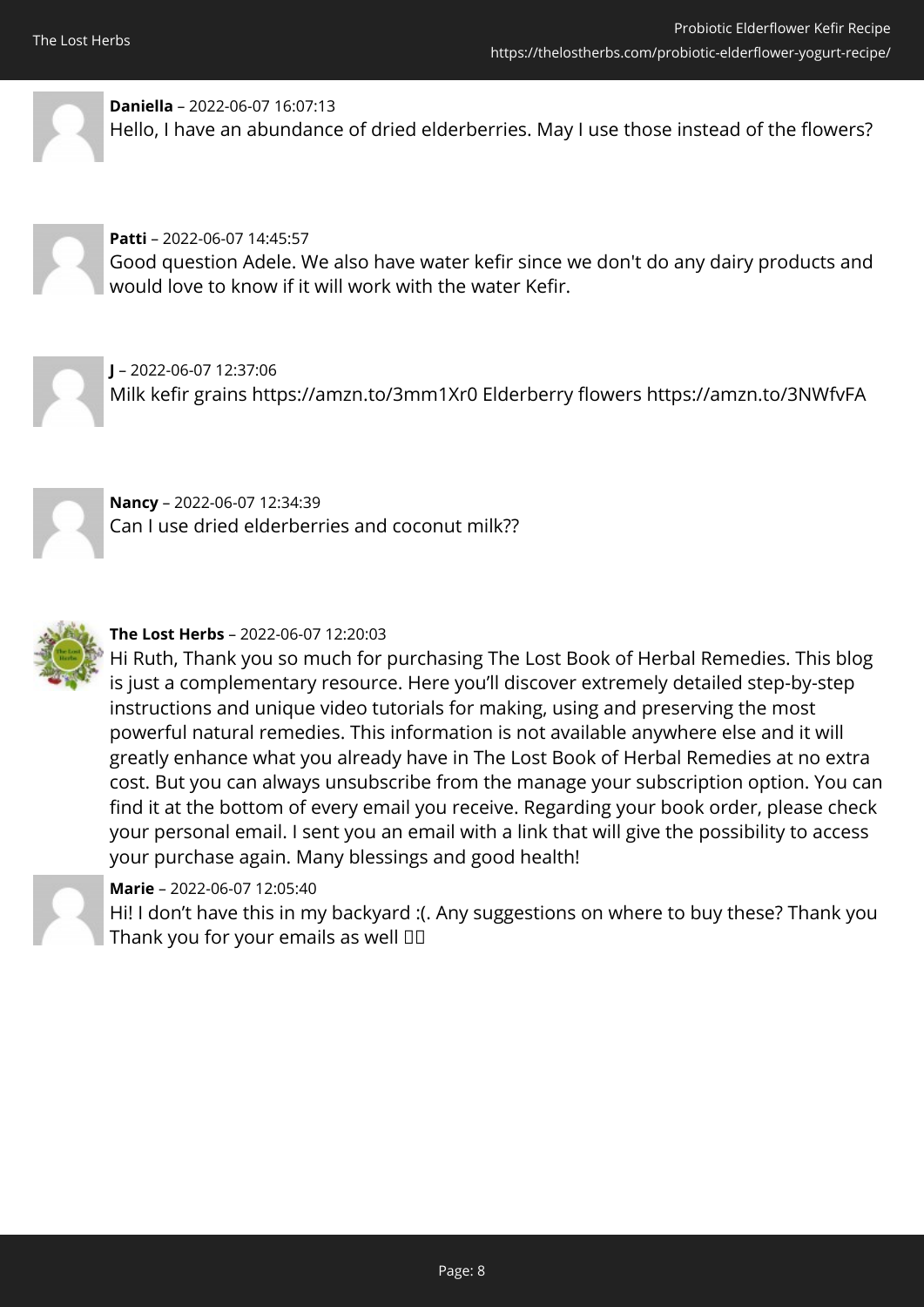**Daniella** – 2022-06-07 16:07:13

Hello, I have an abundance of dried elderberries. May I use those instead of the flowers?

**Patti** – 2022-06-07 14:45:57

Good question Adele. We also have water kefir since we don't do any dairy products and would love to know if it will work with the water Kefir.

**J** – 2022-06-07 12:37:06

Milk kefir grains https://amzn.to/3mm1Xr0 Elderberry flowers https://amzn.to/3NWfvFA

**Nancy** – 2022-06-07 12:34:39

Can I use dried elderberries and coconut milk??

**The Lost Herbs** – 2022-06-07 12:20:03

Hi Ruth, Thank you so much for purchasing The Lost Book of Herbal Remedies. This blog is just a complementary resource. Here you'll discover extremely detailed step-by-step instructions and unique video tutorials for making, using and preserving the most powerful natural remedies. This information is not available anywhere else and it will greatly enhance what you already have in The Lost Book of Herbal Remedies at no extra cost. But you can always unsubscribe from the manage your subscription option. You can find it at the bottom of every email you receive. Regarding your book order, please check your personal email. I sent you an email with a link that will give the possibility to access your purchase again. Many blessings and good health!

**Marie** – 2022-06-07 12:05:40

Hi! I don't have this in my backyard :(. Any suggestions on where to buy these? Thank you Thank you for your emails as well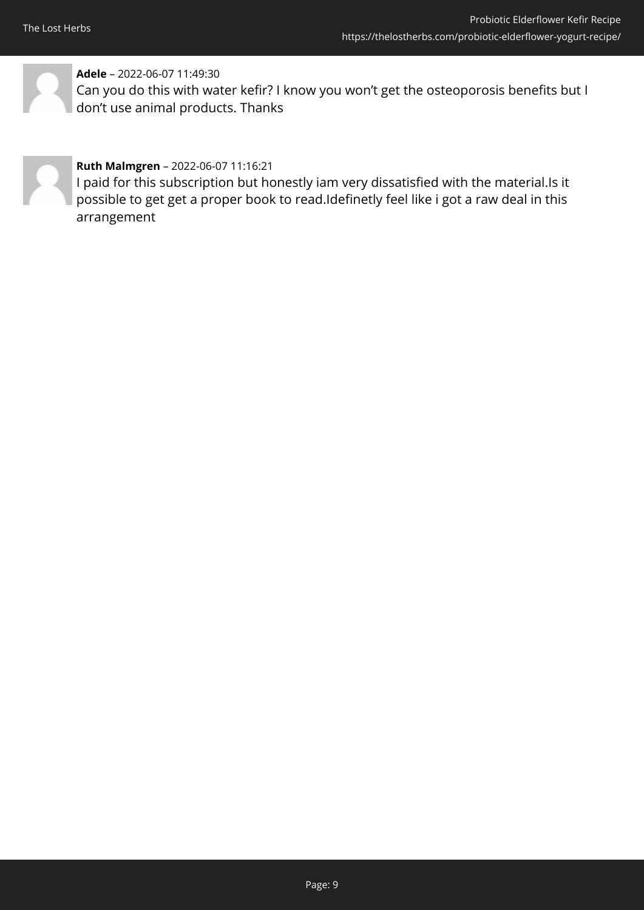**Adele** – 2022-06-07 11:49:30
Can you do this with water kefir? I know you won't get the osteoporosis benefits but I don't use animal products. Thanks

**Ruth Malmgren** – 2022-06-07 11:16:21
I paid for this subscription but honestly iam very dissatisfied with the material.Is it possible to get get a proper book to read.Idefinetly feel like i got a raw deal in this arrangement